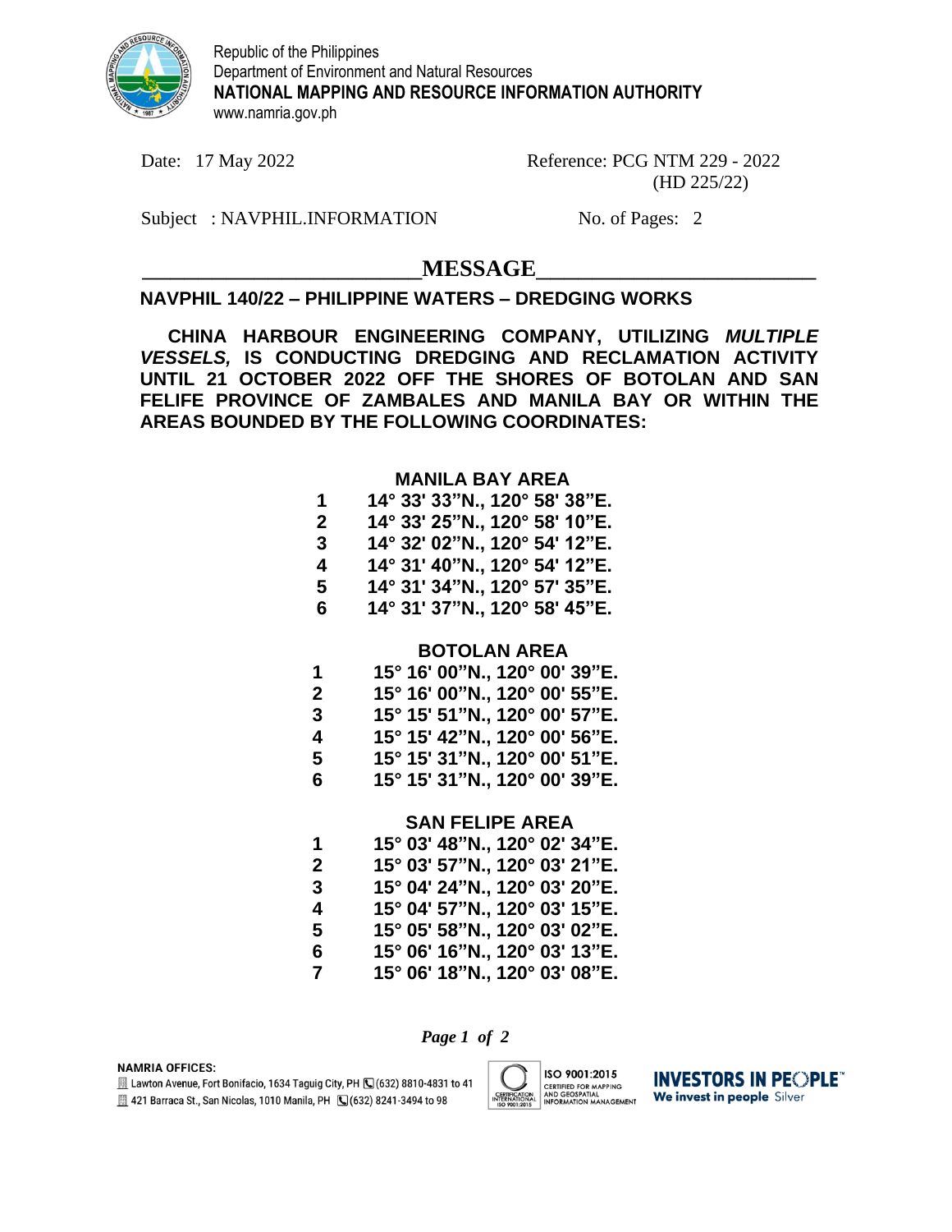Republic of the Philippines
Department of Environment and Natural Resources
**NATIONAL MAPPING AND RESOURCE INFORMATION AUTHORITY**
www.namria.gov.ph

Date: 17 May 2022

Reference: PCG NTM 229 - 2022
(HD 225/22)

Subject : NAVPHIL.INFORMATION

No. of Pages: 2

## MESSAGE

**NAVPHIL 140/22 – PHILIPPINE WATERS – DREDGING WORKS**

**CHINA HARBOUR ENGINEERING COMPANY, UTILIZING *MULTIPLE VESSELS,* IS CONDUCTING DREDGING AND RECLAMATION ACTIVITY UNTIL 21 OCTOBER 2022 OFF THE SHORES OF BOTOLAN AND SAN FELIFE PROVINCE OF ZAMBALES AND MANILA BAY OR WITHIN THE AREAS BOUNDED BY THE FOLLOWING COORDINATES:**

**MANILA BAY AREA**

| | |
|---|---|
| 1 | 14° 33' 33"N., 120° 58' 38"E. |
| 2 | 14° 33' 25"N., 120° 58' 10"E. |
| 3 | 14° 32' 02"N., 120° 54' 12"E. |
| 4 | 14° 31' 40"N., 120° 54' 12"E. |
| 5 | 14° 31' 34"N., 120° 57' 35"E. |
| 6 | 14° 31' 37"N., 120° 58' 45"E. |

**BOTOLAN AREA**

| | |
|---|---|
| 1 | 15° 16' 00"N., 120° 00' 39"E. |
| 2 | 15° 16' 00"N., 120° 00' 55"E. |
| 3 | 15° 15' 51"N., 120° 00' 57"E. |
| 4 | 15° 15' 42"N., 120° 00' 56"E. |
| 5 | 15° 15' 31"N., 120° 00' 51"E. |
| 6 | 15° 15' 31"N., 120° 00' 39"E. |

**SAN FELIPE AREA**

| | |
|---|---|
| 1 | 15° 03' 48"N., 120° 02' 34"E. |
| 2 | 15° 03' 57"N., 120° 03' 21"E. |
| 3 | 15° 04' 24"N., 120° 03' 20"E. |
| 4 | 15° 04' 57"N., 120° 03' 15"E. |
| 5 | 15° 05' 58"N., 120° 03' 02"E. |
| 6 | 15° 06' 16"N., 120° 03' 13"E. |
| 7 | 15° 06' 18"N., 120° 03' 08"E. |

**NAMRIA OFFICES:**
Lawton Avenue, Fort Bonifacio, 1634 Taguig City, PH (632) 8810-4831 to 41
421 Barraca St., San Nicolas, 1010 Manila, PH (632) 8241-3494 to 98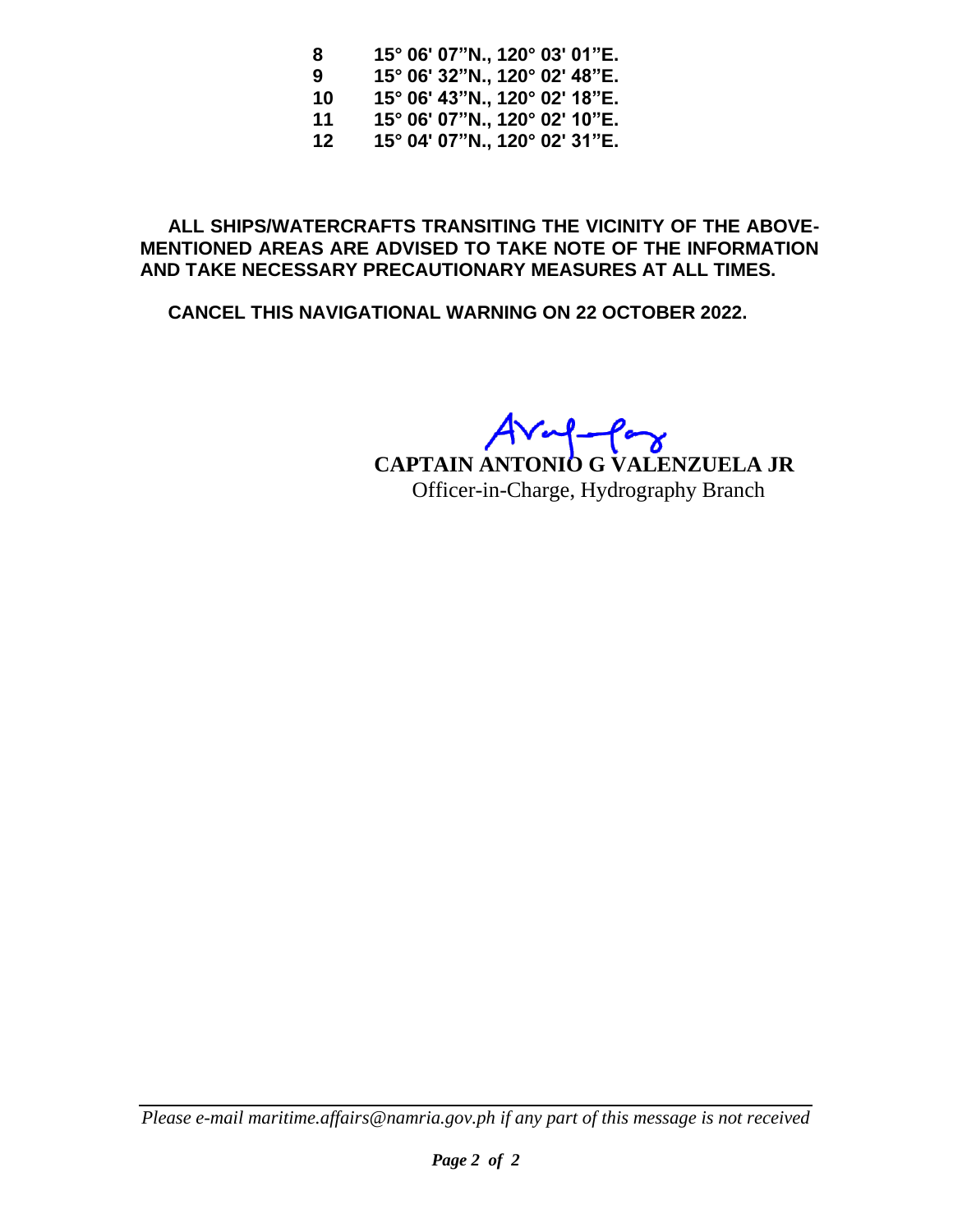| | |
|---|---|
| **8** | **15° 06' 07"N., 120° 03' 01"E.** |
| **9** | **15° 06' 32"N., 120° 02' 48"E.** |
| **10** | **15° 06' 43"N., 120° 02' 18"E.** |
| **11** | **15° 06' 07"N., 120° 02' 10"E.** |
| **12** | **15° 04' 07"N., 120° 02' 31"E.** |

**ALL SHIPS/WATERCRAFTS TRANSITING THE VICINITY OF THE ABOVE-MENTIONED AREAS ARE ADVISED TO TAKE NOTE OF THE INFORMATION AND TAKE NECESSARY PRECAUTIONARY MEASURES AT ALL TIMES.**

**CANCEL THIS NAVIGATIONAL WARNING ON 22 OCTOBER 2022.**

**CAPTAIN ANTONIO G VALENZUELA JR**
Officer-in-Charge, Hydrography Branch

*Please e-mail maritime.affairs@namria.gov.ph if any part of this message is not received*